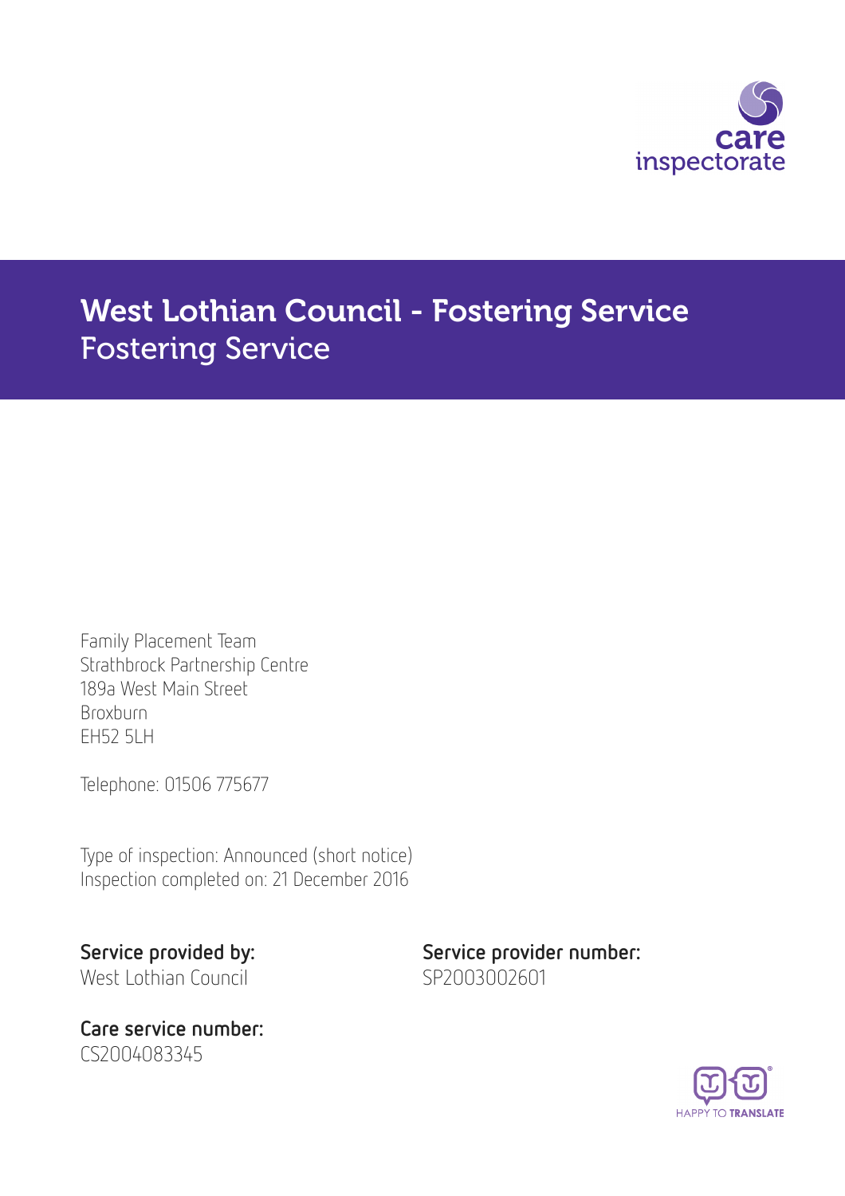# West Lothian Council - Fostering Service
## Fostering Service

Family Placement Team
Strathbrock Partnership Centre
189a West Main Street
Broxburn
EH52 5LH

Telephone: 01506 775677

Type of inspection: Announced (short notice)
Inspection completed on: 21 December 2016

**Service provided by:**
West Lothian Council

**Service provider number:**
SP2003002601

**Care service number:**
CS2004083345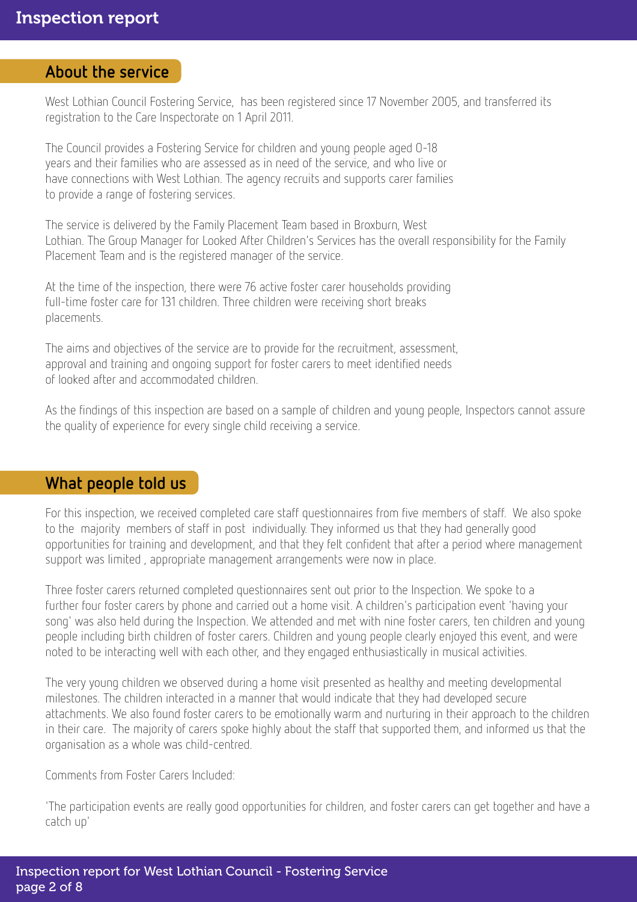## About the service

West Lothian Council Fostering Service,  has been registered since 17 November 2005, and transferred its registration to the Care Inspectorate on 1 April 2011.

The Council provides a Fostering Service for children and young people aged 0-18 years and their families who are assessed as in need of the service, and who live or have connections with West Lothian. The agency recruits and supports carer families to provide a range of fostering services.

The service is delivered by the Family Placement Team based in Broxburn, West Lothian. The Group Manager for Looked After Children's Services has the overall responsibility for the Family Placement Team and is the registered manager of the service.

At the time of the inspection, there were 76 active foster carer households providing full-time foster care for 131 children. Three children were receiving short breaks placements.

The aims and objectives of the service are to provide for the recruitment, assessment, approval and training and ongoing support for foster carers to meet identified needs of looked after and accommodated children.

As the findings of this inspection are based on a sample of children and young people, Inspectors cannot assure the quality of experience for every single child receiving a service.

## What people told us

For this inspection, we received completed care staff questionnaires from five members of staff.  We also spoke to the  majority  members of staff in post  individually. They informed us that they had generally good opportunities for training and development, and that they felt confident that after a period where management support was limited , appropriate management arrangements were now in place.

Three foster carers returned completed questionnaires sent out prior to the Inspection. We spoke to a further four foster carers by phone and carried out a home visit. A children's participation event 'having your song' was also held during the Inspection. We attended and met with nine foster carers, ten children and young people including birth children of foster carers. Children and young people clearly enjoyed this event, and were noted to be interacting well with each other, and they engaged enthusiastically in musical activities.

The very young children we observed during a home visit presented as healthy and meeting developmental milestones. The children interacted in a manner that would indicate that they had developed secure attachments. We also found foster carers to be emotionally warm and nurturing in their approach to the children in their care.  The majority of carers spoke highly about the staff that supported them, and informed us that the organisation as a whole was child-centred.

Comments from Foster Carers Included:

'The participation events are really good opportunities for children, and foster carers can get together and have a catch up'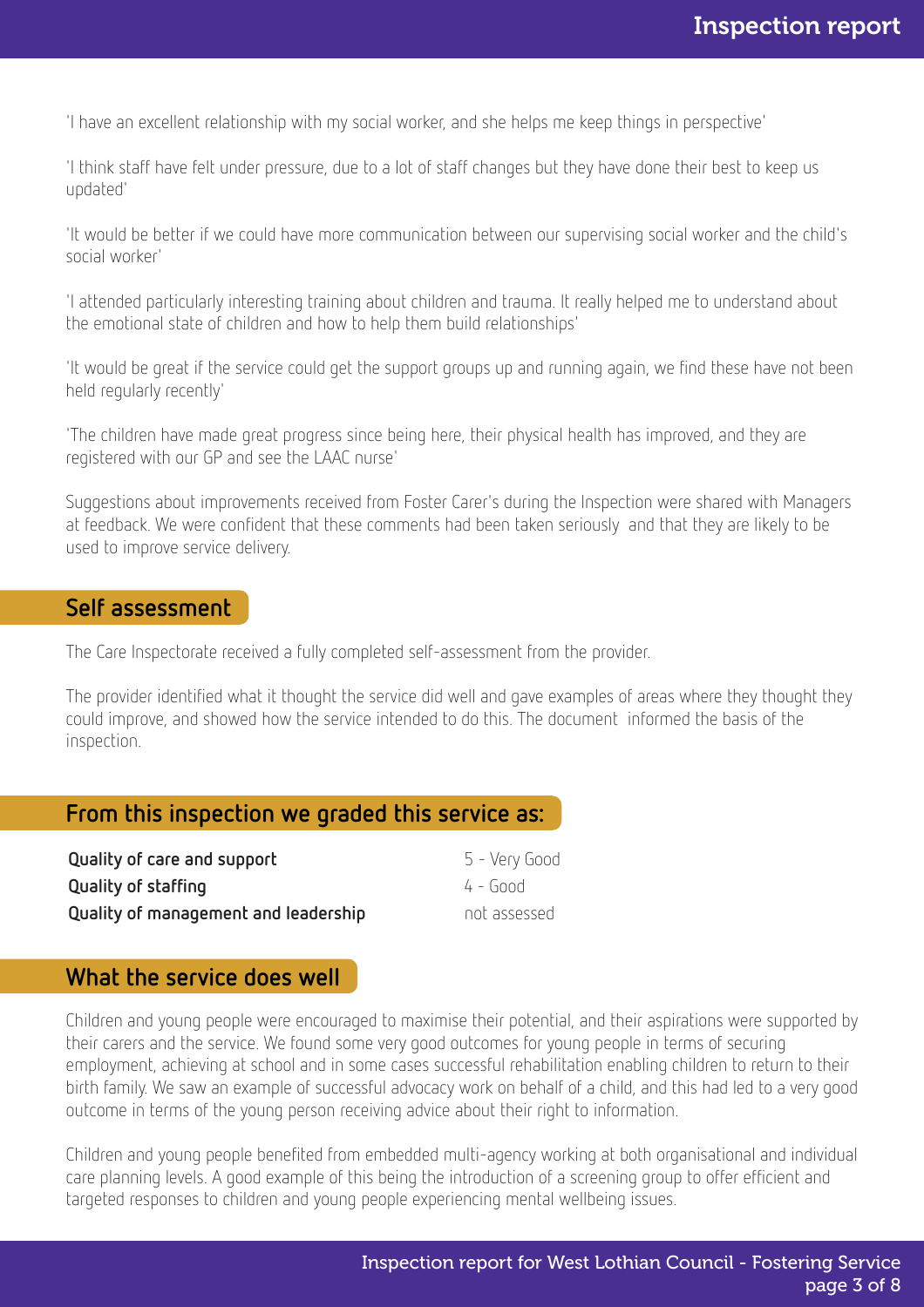'I have an excellent relationship with my social worker, and she helps me keep things in perspective'

'I think staff have felt under pressure, due to a lot of staff changes but they have done their best to keep us updated'

'It would be better if we could have more communication between our supervising social worker and the child's social worker'

'I attended particularly interesting training about children and trauma. It really helped me to understand about the emotional state of children and how to help them build relationships'

'It would be great if the service could get the support groups up and running again, we find these have not been held regularly recently'

'The children have made great progress since being here, their physical health has improved, and they are registered with our GP and see the LAAC nurse'

Suggestions about improvements received from Foster Carer's during the Inspection were shared with Managers at feedback. We were confident that these comments had been taken seriously and that they are likely to be used to improve service delivery.

## Self assessment

The Care Inspectorate received a fully completed self-assessment from the provider.

The provider identified what it thought the service did well and gave examples of areas where they thought they could improve, and showed how the service intended to do this. The document informed the basis of the inspection.

## From this inspection we graded this service as:

| | |
|---|---|
| **Quality of care and support** | 5 - Very Good |
| **Quality of staffing** | 4 - Good |
| **Quality of management and leadership** | not assessed |

## What the service does well

Children and young people were encouraged to maximise their potential, and their aspirations were supported by their carers and the service. We found some very good outcomes for young people in terms of securing employment, achieving at school and in some cases successful rehabilitation enabling children to return to their birth family. We saw an example of successful advocacy work on behalf of a child, and this had led to a very good outcome in terms of the young person receiving advice about their right to information.

Children and young people benefited from embedded multi-agency working at both organisational and individual care planning levels. A good example of this being the introduction of a screening group to offer efficient and targeted responses to children and young people experiencing mental wellbeing issues.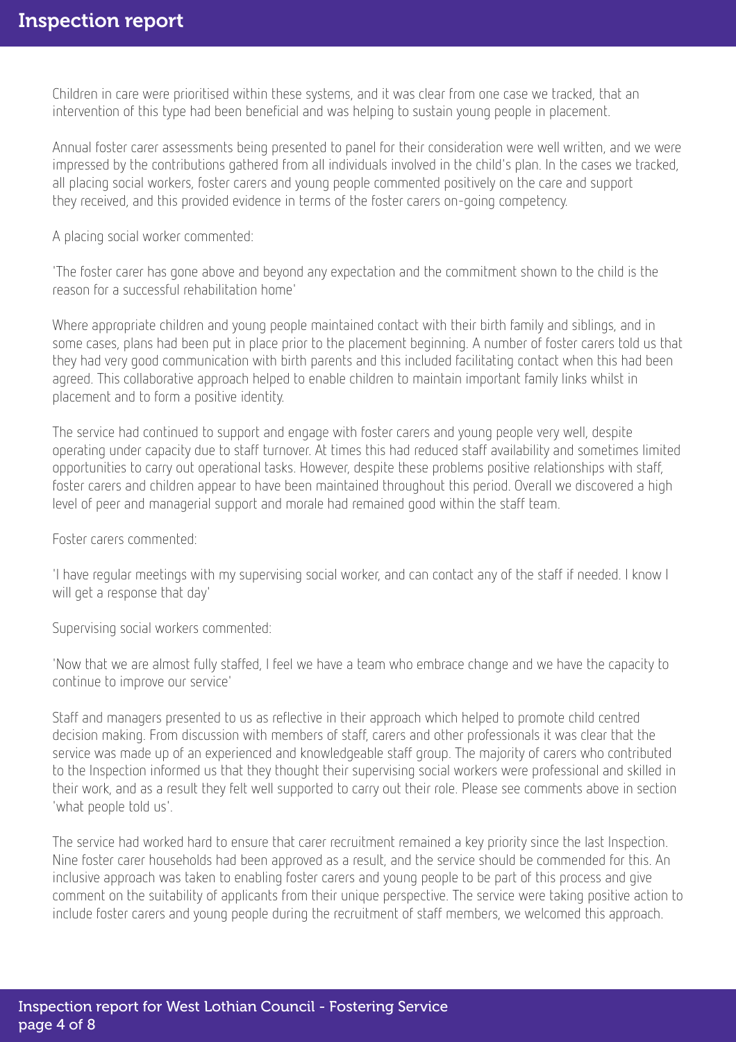Children in care were prioritised within these systems, and it was clear from one case we tracked, that an intervention of this type had been beneficial and was helping to sustain young people in placement.

Annual foster carer assessments being presented to panel for their consideration were well written, and we were impressed by the contributions gathered from all individuals involved in the child's plan. In the cases we tracked, all placing social workers, foster carers and young people commented positively on the care and support they received, and this provided evidence in terms of the foster carers on-going competency.

A placing social worker commented:

'The foster carer has gone above and beyond any expectation and the commitment shown to the child is the reason for a successful rehabilitation home'

Where appropriate children and young people maintained contact with their birth family and siblings, and in some cases, plans had been put in place prior to the placement beginning. A number of foster carers told us that they had very good communication with birth parents and this included facilitating contact when this had been agreed. This collaborative approach helped to enable children to maintain important family links whilst in placement and to form a positive identity.

The service had continued to support and engage with foster carers and young people very well, despite operating under capacity due to staff turnover. At times this had reduced staff availability and sometimes limited opportunities to carry out operational tasks. However, despite these problems positive relationships with staff, foster carers and children appear to have been maintained throughout this period. Overall we discovered a high level of peer and managerial support and morale had remained good within the staff team.

Foster carers commented:

'I have regular meetings with my supervising social worker, and can contact any of the staff if needed. I know I will get a response that day'

Supervising social workers commented:

'Now that we are almost fully staffed, I feel we have a team who embrace change and we have the capacity to continue to improve our service'

Staff and managers presented to us as reflective in their approach which helped to promote child centred decision making. From discussion with members of staff, carers and other professionals it was clear that the service was made up of an experienced and knowledgeable staff group. The majority of carers who contributed to the Inspection informed us that they thought their supervising social workers were professional and skilled in their work, and as a result they felt well supported to carry out their role. Please see comments above in section 'what people told us'.

The service had worked hard to ensure that carer recruitment remained a key priority since the last Inspection. Nine foster carer households had been approved as a result, and the service should be commended for this. An inclusive approach was taken to enabling foster carers and young people to be part of this process and give comment on the suitability of applicants from their unique perspective. The service were taking positive action to include foster carers and young people during the recruitment of staff members, we welcomed this approach.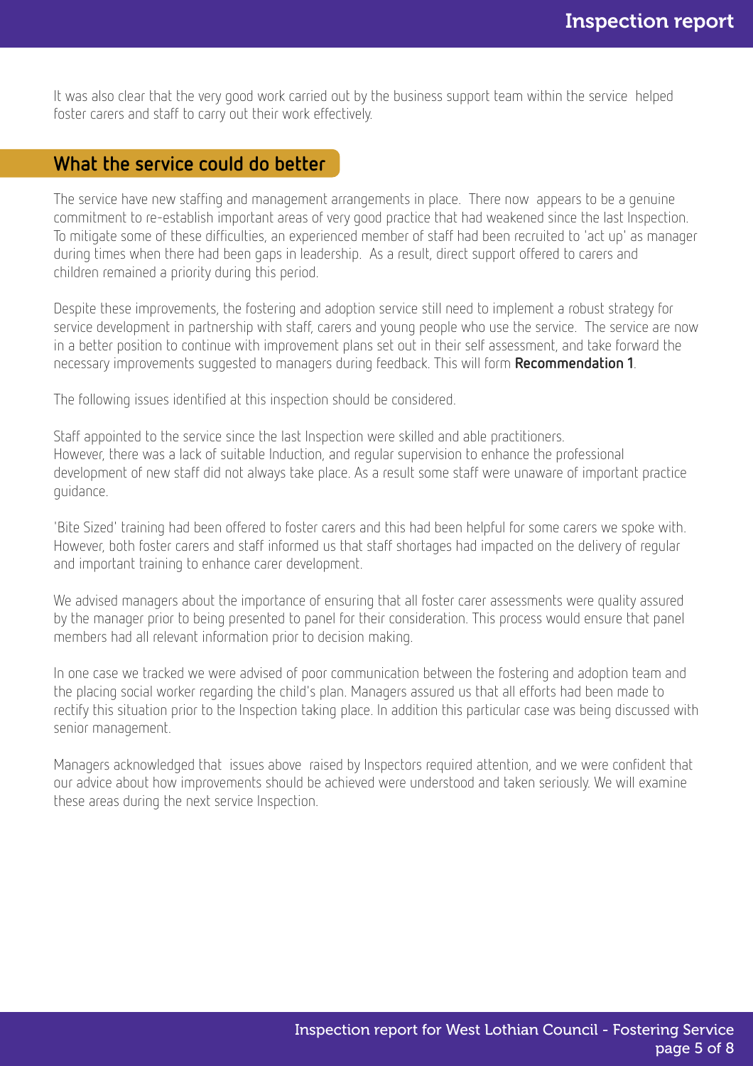It was also clear that the very good work carried out by the business support team within the service helped foster carers and staff to carry out their work effectively.

## What the service could do better

The service have new staffing and management arrangements in place. There now appears to be a genuine commitment to re-establish important areas of very good practice that had weakened since the last Inspection. To mitigate some of these difficulties, an experienced member of staff had been recruited to 'act up' as manager during times when there had been gaps in leadership. As a result, direct support offered to carers and children remained a priority during this period.

Despite these improvements, the fostering and adoption service still need to implement a robust strategy for service development in partnership with staff, carers and young people who use the service. The service are now in a better position to continue with improvement plans set out in their self assessment, and take forward the necessary improvements suggested to managers during feedback. This will form **Recommendation 1**.

The following issues identified at this inspection should be considered.

Staff appointed to the service since the last Inspection were skilled and able practitioners.
However, there was a lack of suitable Induction, and regular supervision to enhance the professional development of new staff did not always take place. As a result some staff were unaware of important practice guidance.

'Bite Sized' training had been offered to foster carers and this had been helpful for some carers we spoke with. However, both foster carers and staff informed us that staff shortages had impacted on the delivery of regular and important training to enhance carer development.

We advised managers about the importance of ensuring that all foster carer assessments were quality assured by the manager prior to being presented to panel for their consideration. This process would ensure that panel members had all relevant information prior to decision making.

In one case we tracked we were advised of poor communication between the fostering and adoption team and the placing social worker regarding the child's plan. Managers assured us that all efforts had been made to rectify this situation prior to the Inspection taking place. In addition this particular case was being discussed with senior management.

Managers acknowledged that issues above raised by Inspectors required attention, and we were confident that our advice about how improvements should be achieved were understood and taken seriously. We will examine these areas during the next service Inspection.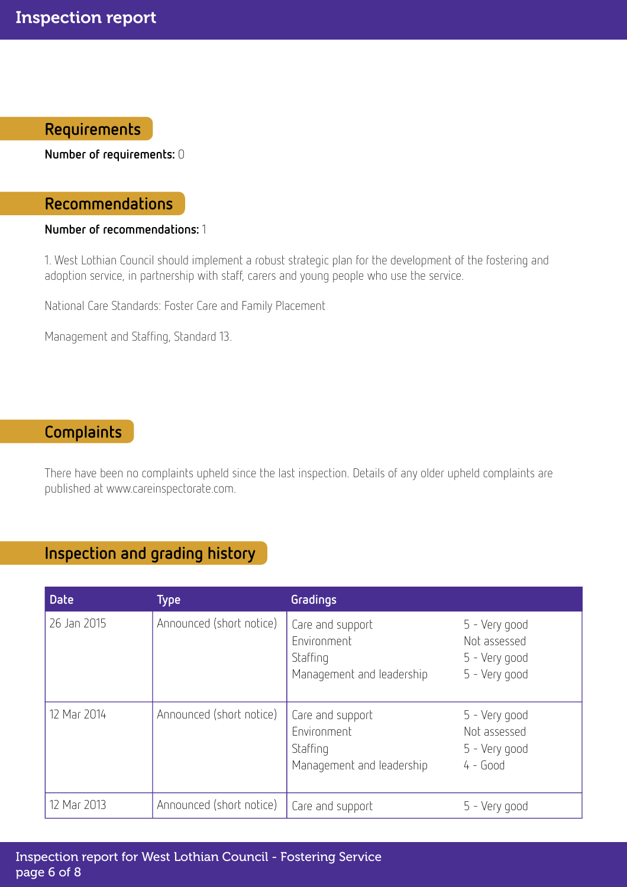## Requirements

**Number of requirements:** 0

## Recommendations

**Number of recommendations:** 1

1. West Lothian Council should implement a robust strategic plan for the development of the fostering and adoption service, in partnership with staff, carers and young people who use the service.

National Care Standards: Foster Care and Family Placement

Management and Staffing, Standard 13.

## Complaints

There have been no complaints upheld since the last inspection. Details of any older upheld complaints are published at www.careinspectorate.com.

## Inspection and grading history

| Date | Type | Gradings | |
|---|---|---|---|
| 26 Jan 2015 | Announced (short notice) | Care and support<br>Environment<br>Staffing<br>Management and leadership | 5 - Very good<br>Not assessed<br>5 - Very good<br>5 - Very good |
| 12 Mar 2014 | Announced (short notice) | Care and support<br>Environment<br>Staffing<br>Management and leadership | 5 - Very good<br>Not assessed<br>5 - Very good<br>4 - Good |
| 12 Mar 2013 | Announced (short notice) | Care and support | 5 - Very good |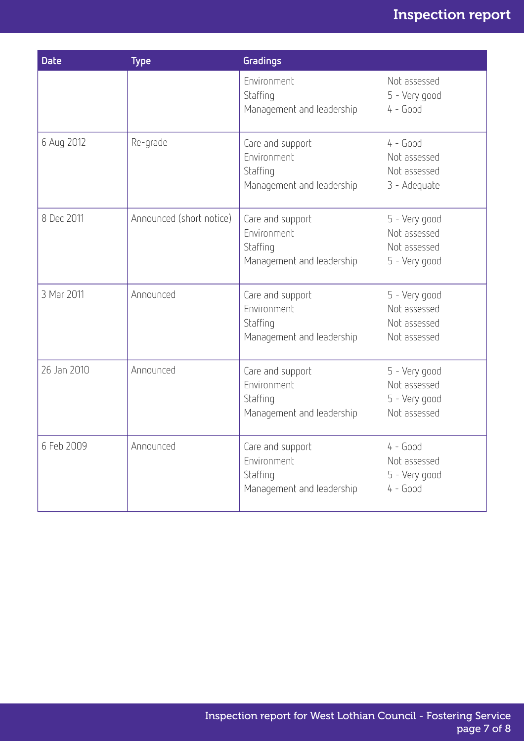| Date | Type | Gradings | |
|---|---|---|---|
| | | Environment<br>Staffing<br>Management and leadership | Not assessed<br>5 - Very good<br>4 - Good |
| 6 Aug 2012 | Re-grade | Care and support<br>Environment<br>Staffing<br>Management and leadership | 4 - Good<br>Not assessed<br>Not assessed<br>3 - Adequate |
| 8 Dec 2011 | Announced (short notice) | Care and support<br>Environment<br>Staffing<br>Management and leadership | 5 - Very good<br>Not assessed<br>Not assessed<br>5 - Very good |
| 3 Mar 2011 | Announced | Care and support<br>Environment<br>Staffing<br>Management and leadership | 5 - Very good<br>Not assessed<br>Not assessed<br>Not assessed |
| 26 Jan 2010 | Announced | Care and support<br>Environment<br>Staffing<br>Management and leadership | 5 - Very good<br>Not assessed<br>5 - Very good<br>Not assessed |
| 6 Feb 2009 | Announced | Care and support<br>Environment<br>Staffing<br>Management and leadership | 4 - Good<br>Not assessed<br>5 - Very good<br>4 - Good |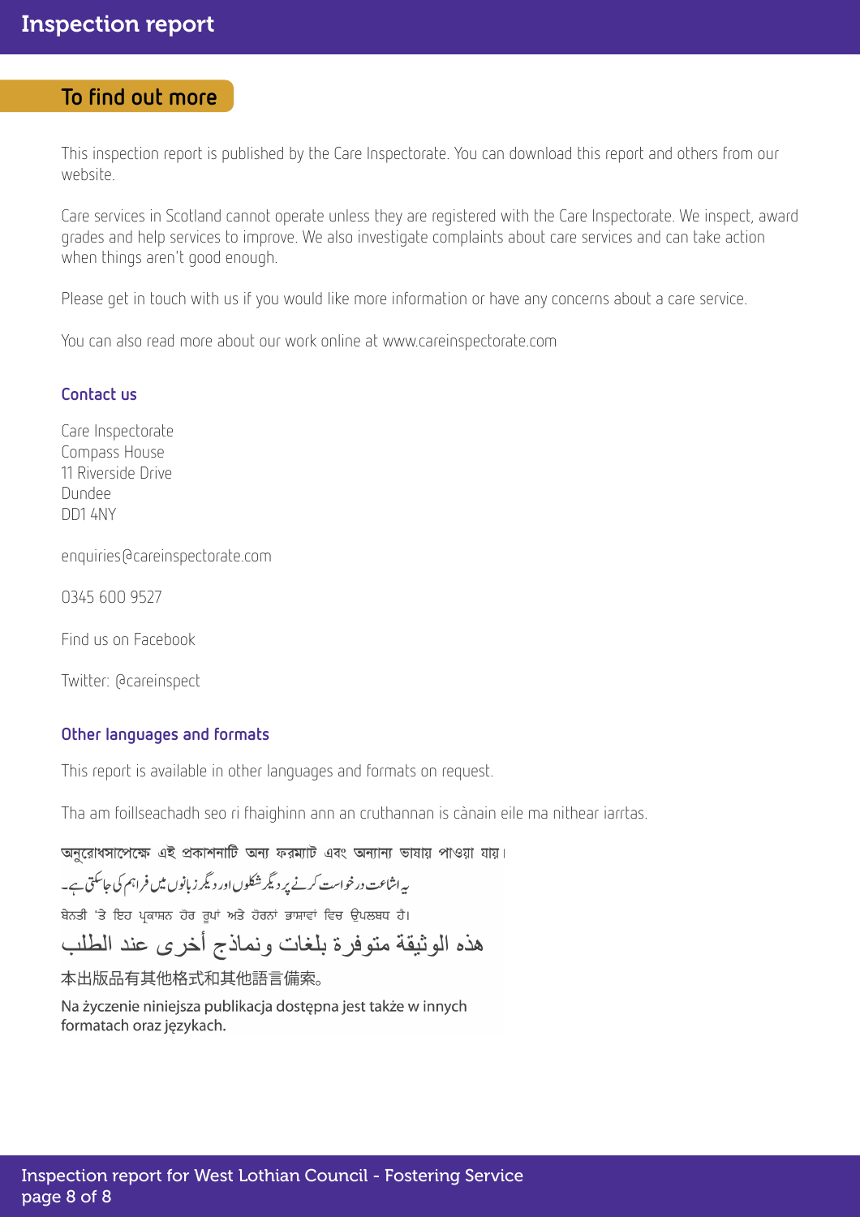## To find out more

This inspection report is published by the Care Inspectorate. You can download this report and others from our website.

Care services in Scotland cannot operate unless they are registered with the Care Inspectorate. We inspect, award grades and help services to improve. We also investigate complaints about care services and can take action when things aren't good enough.

Please get in touch with us if you would like more information or have any concerns about a care service.

You can also read more about our work online at www.careinspectorate.com

### Contact us

Care Inspectorate
Compass House
11 Riverside Drive
Dundee
DD1 4NY

enquiries@careinspectorate.com

0345 600 9527

Find us on Facebook

Twitter: @careinspect

### Other languages and formats

This report is available in other languages and formats on request.

Tha am foillseachadh seo ri fhaighinn ann an cruthannan is cànain eile ma nithear iarrtas.

অনুরোধসাপেক্ষে এই প্রকাশনাটি অন্য ফরম্যাট এবং অন্যান্য ভাষায় পাওয়া যায়।

یہ اشاعت درخواست کرنے پر دیگر شکلوں اور دیگر زبانوں میں فراہم کی جاسکتی ہے۔

ਬੇਨਤੀ 'ਤੇ ਇਹ ਪ੍ਰਕਾਸ਼ਨ ਹੋਰ ਰੂਪਾਂ ਅਤੇ ਹੋਰਨਾਂ ਭਾਸ਼ਾਵਾਂ ਵਿਚ ਉਪਲਬਧ ਹੈ।

هذه الوثيقة متوفرة بلغات ونماذج أخرى عند الطلب

本出版品有其他格式和其他語言備索。

Na życzenie niniejsza publikacja dostępna jest także w innych formatach oraz językach.